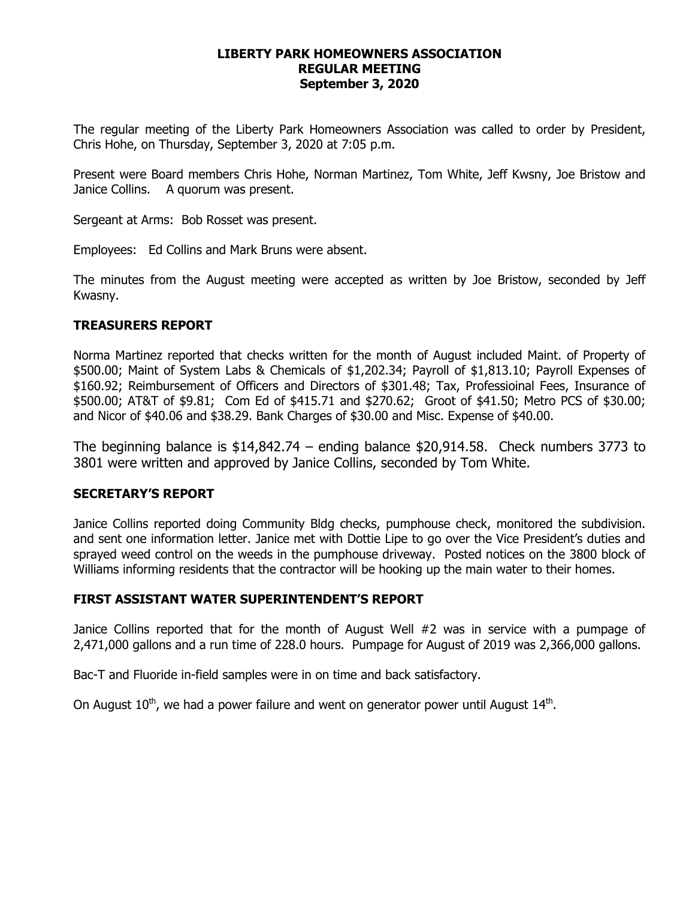**LIBERTY PARK HOMEOWNERS ASSOCIATION**
**REGULAR MEETING**
**September 3, 2020**

The regular meeting of the Liberty Park Homeowners Association was called to order by President, Chris Hohe, on Thursday, September 3, 2020 at 7:05 p.m.

Present were Board members Chris Hohe, Norman Martinez, Tom White, Jeff Kwsny, Joe Bristow and Janice Collins. A quorum was present.

Sergeant at Arms: Bob Rosset was present.

Employees: Ed Collins and Mark Bruns were absent.

The minutes from the August meeting were accepted as written by Joe Bristow, seconded by Jeff Kwasny.

## TREASURERS REPORT

Norma Martinez reported that checks written for the month of August included Maint. of Property of $500.00; Maint of System Labs & Chemicals of $1,202.34; Payroll of $1,813.10; Payroll Expenses of $160.92; Reimbursement of Officers and Directors of $301.48; Tax, Professioinal Fees, Insurance of $500.00; AT&T of $9.81; Com Ed of $415.71 and $270.62; Groot of $41.50; Metro PCS of $30.00; and Nicor of $40.06 and $38.29. Bank Charges of $30.00 and Misc. Expense of $40.00.

The beginning balance is $14,842.74 – ending balance $20,914.58. Check numbers 3773 to 3801 were written and approved by Janice Collins, seconded by Tom White.

## SECRETARY'S REPORT

Janice Collins reported doing Community Bldg checks, pumphouse check, monitored the subdivision. and sent one information letter. Janice met with Dottie Lipe to go over the Vice President's duties and sprayed weed control on the weeds in the pumphouse driveway. Posted notices on the 3800 block of Williams informing residents that the contractor will be hooking up the main water to their homes.

## FIRST ASSISTANT WATER SUPERINTENDENT'S REPORT

Janice Collins reported that for the month of August Well #2 was in service with a pumpage of 2,471,000 gallons and a run time of 228.0 hours. Pumpage for August of 2019 was 2,366,000 gallons.

Bac-T and Fluoride in-field samples were in on time and back satisfactory.

On August 10th, we had a power failure and went on generator power until August 14th.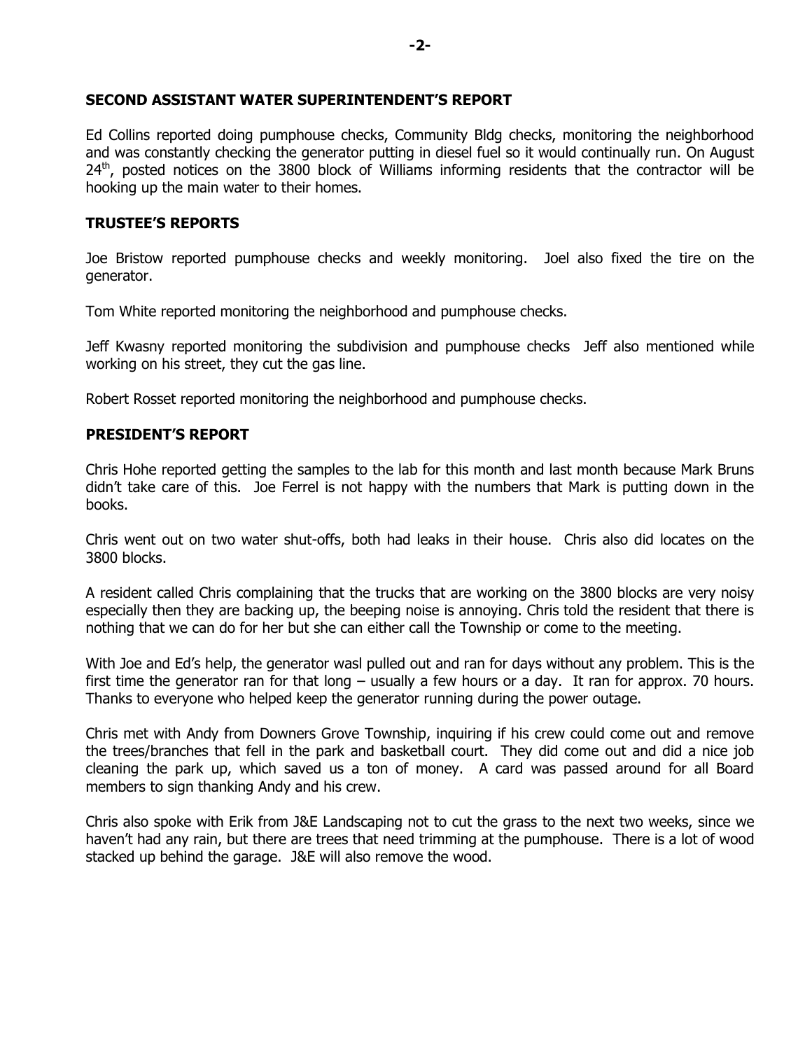## SECOND ASSISTANT WATER SUPERINTENDENT'S REPORT

Ed Collins reported doing pumphouse checks, Community Bldg checks, monitoring the neighborhood and was constantly checking the generator putting in diesel fuel so it would continually run. On August 24th, posted notices on the 3800 block of Williams informing residents that the contractor will be hooking up the main water to their homes.

## TRUSTEE'S REPORTS

Joe Bristow reported pumphouse checks and weekly monitoring. Joel also fixed the tire on the generator.

Tom White reported monitoring the neighborhood and pumphouse checks.

Jeff Kwasny reported monitoring the subdivision and pumphouse checks Jeff also mentioned while working on his street, they cut the gas line.

Robert Rosset reported monitoring the neighborhood and pumphouse checks.

## PRESIDENT'S REPORT

Chris Hohe reported getting the samples to the lab for this month and last month because Mark Bruns didn't take care of this. Joe Ferrel is not happy with the numbers that Mark is putting down in the books.

Chris went out on two water shut-offs, both had leaks in their house. Chris also did locates on the 3800 blocks.

A resident called Chris complaining that the trucks that are working on the 3800 blocks are very noisy especially then they are backing up, the beeping noise is annoying. Chris told the resident that there is nothing that we can do for her but she can either call the Township or come to the meeting.

With Joe and Ed's help, the generator wasl pulled out and ran for days without any problem. This is the first time the generator ran for that long – usually a few hours or a day. It ran for approx. 70 hours. Thanks to everyone who helped keep the generator running during the power outage.

Chris met with Andy from Downers Grove Township, inquiring if his crew could come out and remove the trees/branches that fell in the park and basketball court. They did come out and did a nice job cleaning the park up, which saved us a ton of money. A card was passed around for all Board members to sign thanking Andy and his crew.

Chris also spoke with Erik from J&E Landscaping not to cut the grass to the next two weeks, since we haven't had any rain, but there are trees that need trimming at the pumphouse. There is a lot of wood stacked up behind the garage. J&E will also remove the wood.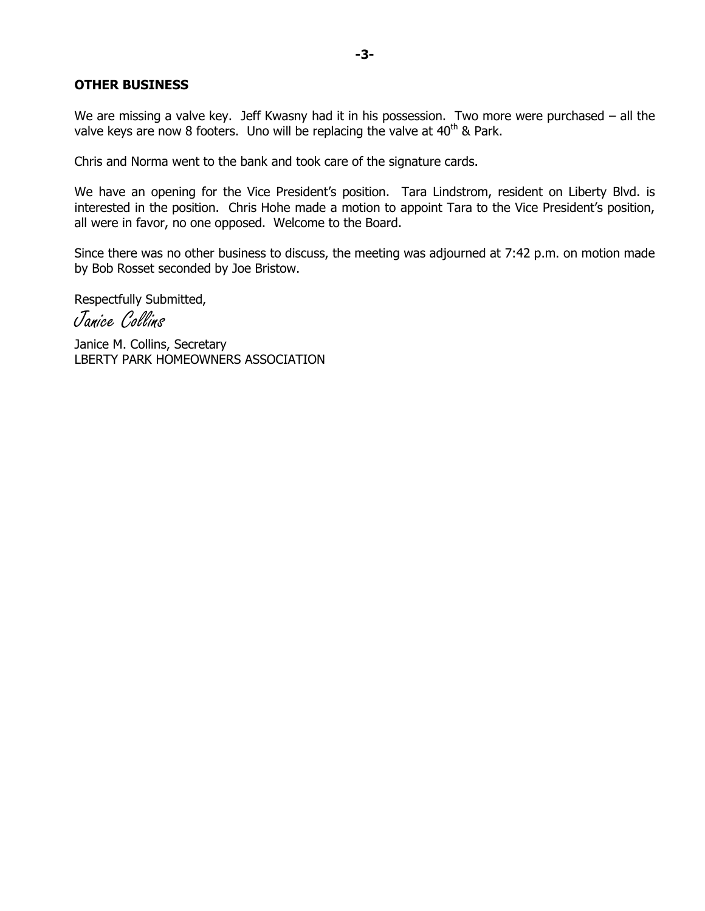## OTHER BUSINESS

We are missing a valve key. Jeff Kwasny had it in his possession. Two more were purchased – all the valve keys are now 8 footers. Uno will be replacing the valve at 40th & Park.

Chris and Norma went to the bank and took care of the signature cards.

We have an opening for the Vice President's position. Tara Lindstrom, resident on Liberty Blvd. is interested in the position. Chris Hohe made a motion to appoint Tara to the Vice President's position, all were in favor, no one opposed. Welcome to the Board.

Since there was no other business to discuss, the meeting was adjourned at 7:42 p.m. on motion made by Bob Rosset seconded by Joe Bristow.

Respectfully Submitted,

*Janice Collins*

Janice M. Collins, Secretary
LBERTY PARK HOMEOWNERS ASSOCIATION